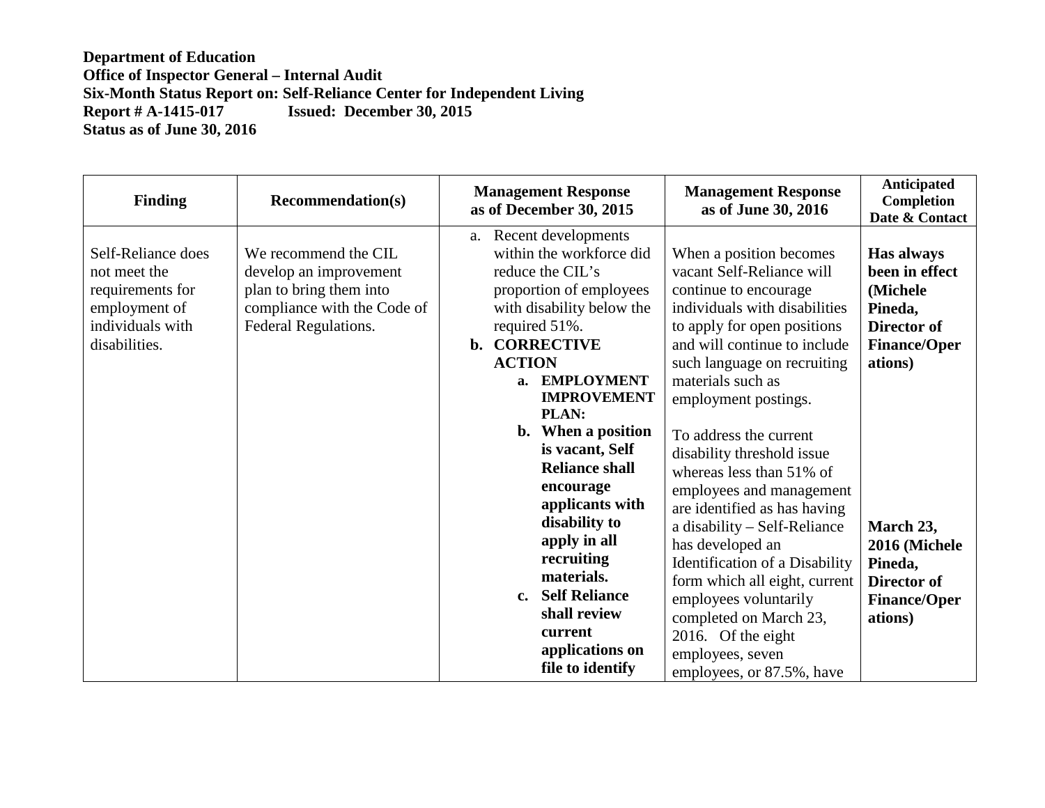**Department of Education**
**Office of Inspector General – Internal Audit**
**Six-Month Status Report on: Self-Reliance Center for Independent Living**
**Report # A-1415-017 Issued: December 30, 2015**
**Status as of June 30, 2016**

| Finding | Recommendation(s) | Management Response as of December 30, 2015 | Management Response as of June 30, 2016 | Anticipated Completion Date & Contact |
|---|---|---|---|---|
| Self-Reliance does not meet the requirements for employment of individuals with disabilities. | We recommend the CIL develop an improvement plan to bring them into compliance with the Code of Federal Regulations. | a. Recent developments within the workforce did reduce the CIL's proportion of employees with disability below the required 51%.<br>**b. CORRECTIVE ACTION**<br>**a. EMPLOYMENT IMPROVEMENT PLAN:**<br>**b. When a position is vacant, Self Reliance shall encourage applicants with disability to apply in all recruiting materials.**<br>**c. Self Reliance shall review current applications on file to identify** | When a position becomes vacant Self-Reliance will continue to encourage individuals with disabilities to apply for open positions and will continue to include such language on recruiting materials such as employment postings.<br><br>To address the current disability threshold issue whereas less than 51% of employees and management are identified as has having a disability – Self-Reliance has developed an Identification of a Disability form which all eight, current employees voluntarily completed on March 23, 2016. Of the eight employees, seven employees, or 87.5%, have | **Has always been in effect (Michele Pineda, Director of Finance/Operations)**<br><br>**March 23, 2016 (Michele Pineda, Director of Finance/Operations)** |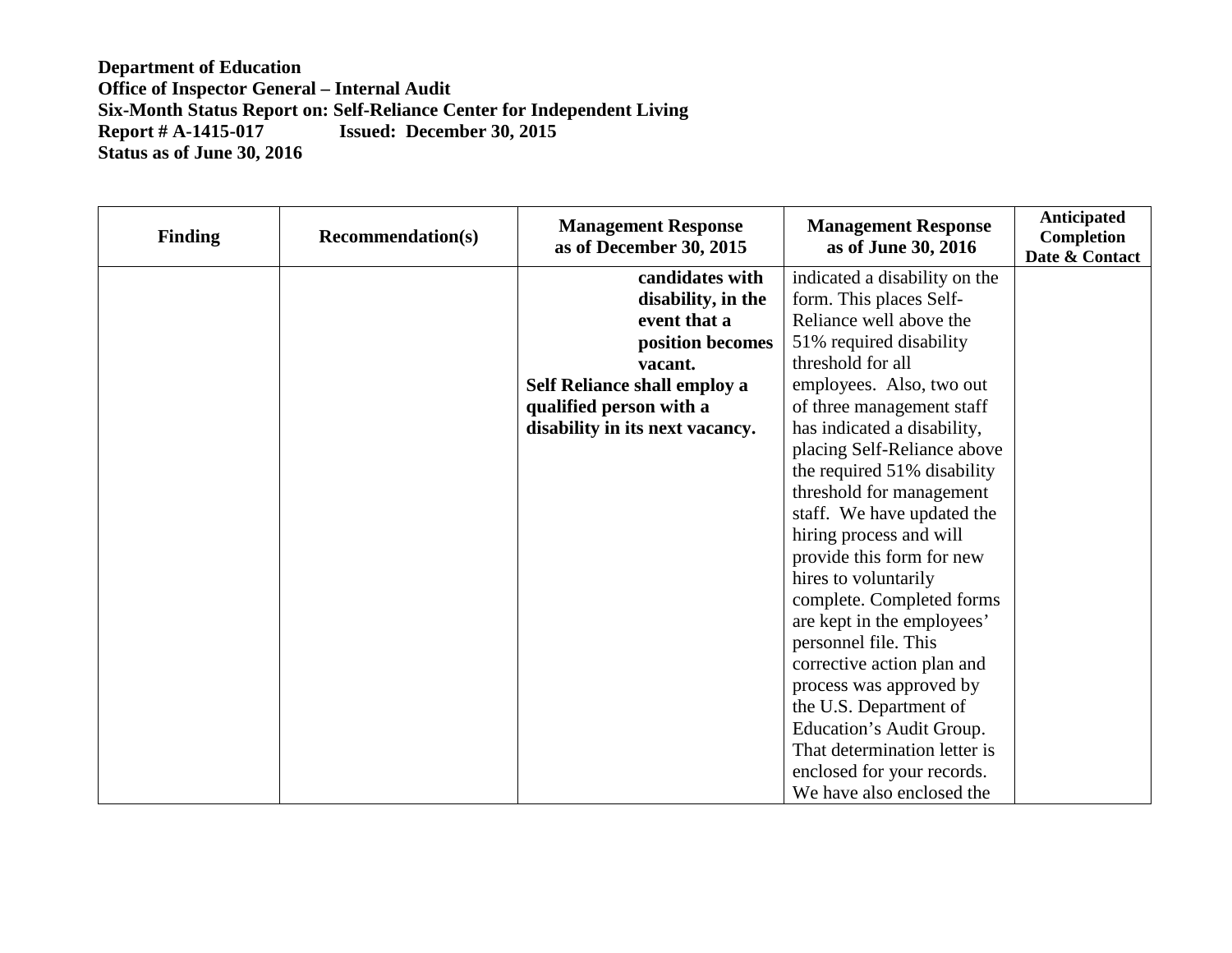**Department of Education**
**Office of Inspector General – Internal Audit**
**Six-Month Status Report on: Self-Reliance Center for Independent Living**
**Report # A-1415-017 Issued: December 30, 2015**
**Status as of June 30, 2016**

| Finding | Recommendation(s) | Management Response as of December 30, 2015 | Management Response as of June 30, 2016 | Anticipated Completion Date & Contact |
|---|---|---|---|---|
| | | **candidates with disability, in the event that a position becomes vacant.** **Self Reliance shall employ a qualified person with a disability in its next vacancy.** | indicated a disability on the form. This places Self-Reliance well above the 51% required disability threshold for all employees. Also, two out of three management staff has indicated a disability, placing Self-Reliance above the required 51% disability threshold for management staff. We have updated the hiring process and will provide this form for new hires to voluntarily complete. Completed forms are kept in the employees' personnel file. This corrective action plan and process was approved by the U.S. Department of Education's Audit Group. That determination letter is enclosed for your records. We have also enclosed the | |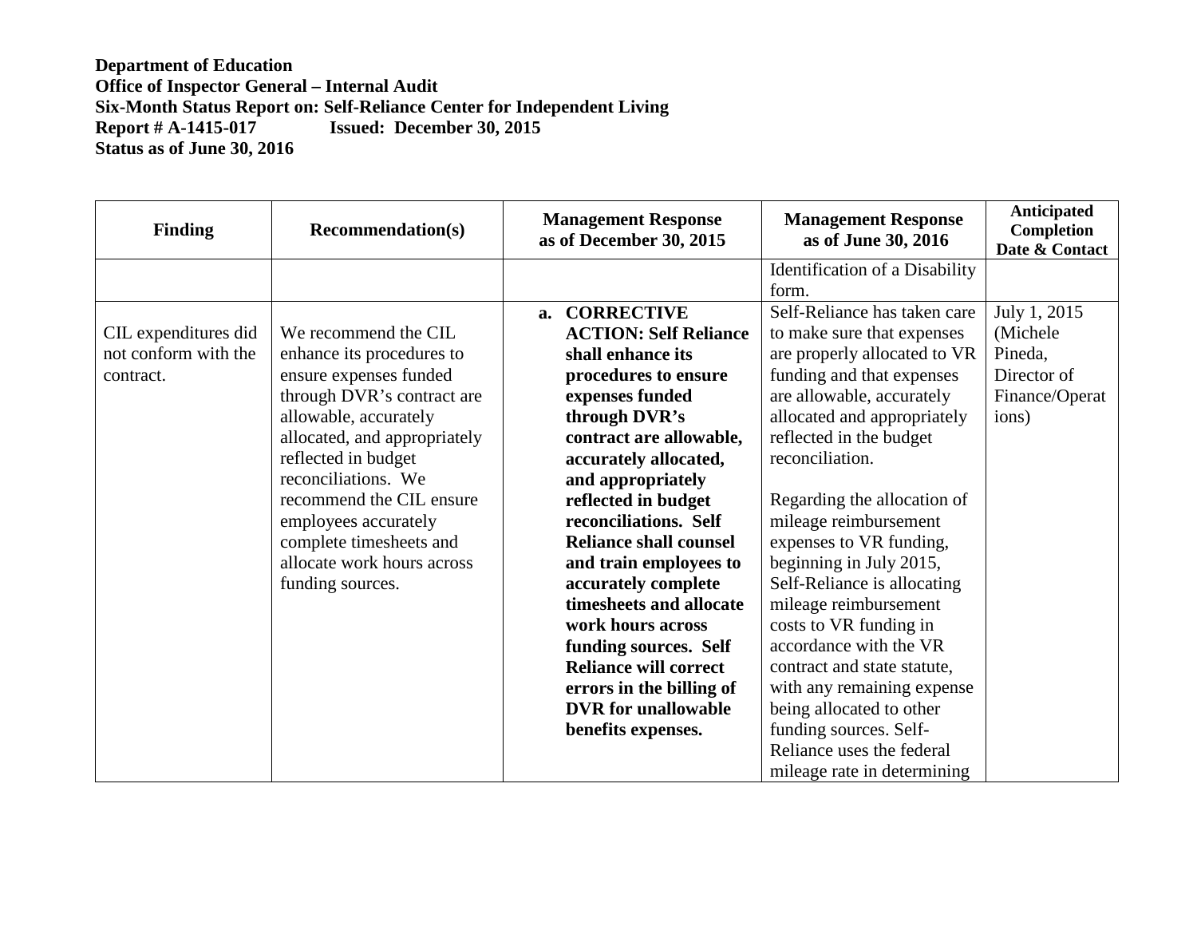**Department of Education**
**Office of Inspector General – Internal Audit**
**Six-Month Status Report on: Self-Reliance Center for Independent Living**
**Report # A-1415-017 Issued: December 30, 2015**
**Status as of June 30, 2016**

| Finding | Recommendation(s) | Management Response as of December 30, 2015 | Management Response as of June 30, 2016 | Anticipated Completion Date & Contact |
|---|---|---|---|---|
| | | | Identification of a Disability form. | |
| CIL expenditures did not conform with the contract. | We recommend the CIL enhance its procedures to ensure expenses funded through DVR's contract are allowable, accurately allocated, and appropriately reflected in budget reconciliations. We recommend the CIL ensure employees accurately complete timesheets and allocate work hours across funding sources. | a. **CORRECTIVE ACTION: Self Reliance shall enhance its procedures to ensure expenses funded through DVR's contract are allowable, accurately allocated, and appropriately reflected in budget reconciliations. Self Reliance shall counsel and train employees to accurately complete timesheets and allocate work hours across funding sources. Self Reliance will correct errors in the billing of DVR for unallowable benefits expenses.** | Self-Reliance has taken care to make sure that expenses are properly allocated to VR funding and that expenses are allowable, accurately allocated and appropriately reflected in the budget reconciliation.<br><br>Regarding the allocation of mileage reimbursement expenses to VR funding, beginning in July 2015, Self-Reliance is allocating mileage reimbursement costs to VR funding in accordance with the VR contract and state statute, with any remaining expense being allocated to other funding sources. Self-Reliance uses the federal mileage rate in determining | July 1, 2015 (Michele Pineda, Director of Finance/Operations) |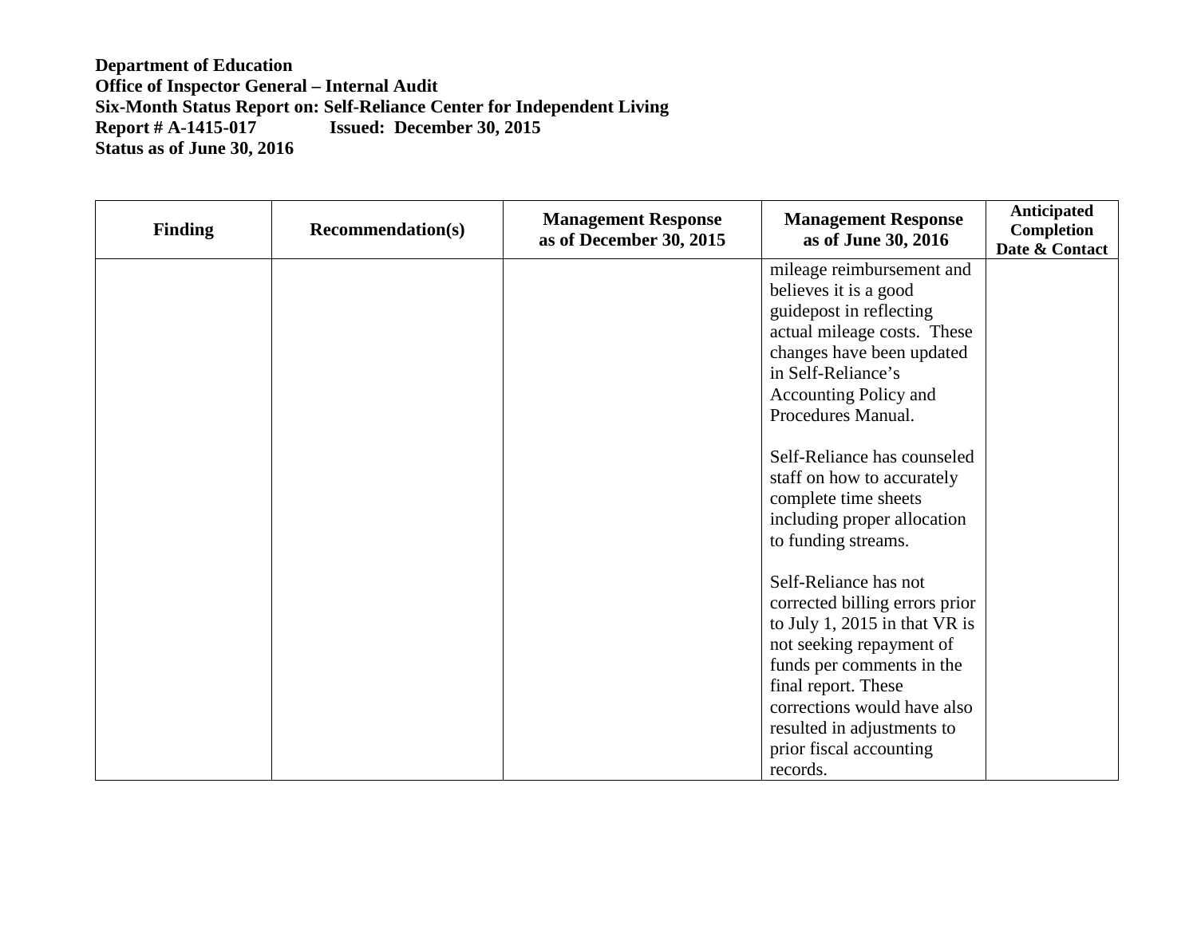**Department of Education**
**Office of Inspector General – Internal Audit**
**Six-Month Status Report on: Self-Reliance Center for Independent Living**
**Report # A-1415-017 Issued: December 30, 2015**
**Status as of June 30, 2016**

| Finding | Recommendation(s) | Management Response as of December 30, 2015 | Management Response as of June 30, 2016 | Anticipated Completion Date & Contact |
|---|---|---|---|---|
| | | | mileage reimbursement and believes it is a good guidepost in reflecting actual mileage costs. These changes have been updated in Self-Reliance's Accounting Policy and Procedures Manual.<br><br>Self-Reliance has counseled staff on how to accurately complete time sheets including proper allocation to funding streams.<br><br>Self-Reliance has not corrected billing errors prior to July 1, 2015 in that VR is not seeking repayment of funds per comments in the final report. These corrections would have also resulted in adjustments to prior fiscal accounting records. | |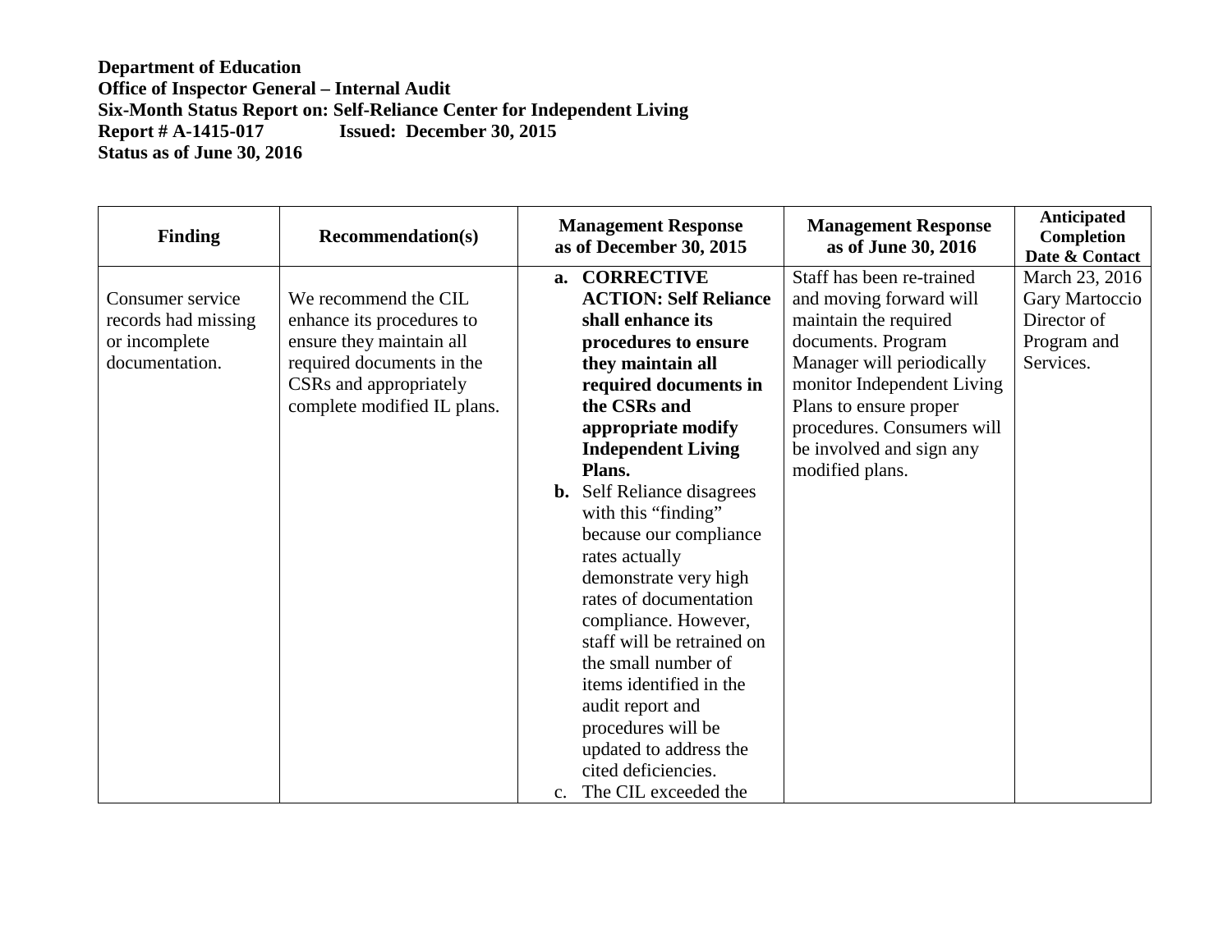**Department of Education**
**Office of Inspector General – Internal Audit**
**Six-Month Status Report on: Self-Reliance Center for Independent Living**
**Report # A-1415-017 Issued: December 30, 2015**
**Status as of June 30, 2016**

| Finding | Recommendation(s) | Management Response as of December 30, 2015 | Management Response as of June 30, 2016 | Anticipated Completion Date & Contact |
|---|---|---|---|---|
| Consumer service records had missing or incomplete documentation. | We recommend the CIL enhance its procedures to ensure they maintain all required documents in the CSRs and appropriately complete modified IL plans. | **a. CORRECTIVE ACTION: Self Reliance shall enhance its procedures to ensure they maintain all required documents in the CSRs and appropriate modify Independent Living Plans.**<br>**b.** Self Reliance disagrees with this "finding" because our compliance rates actually demonstrate very high rates of documentation compliance. However, staff will be retrained on the small number of items identified in the audit report and procedures will be updated to address the cited deficiencies.<br>c. The CIL exceeded the | Staff has been re-trained and moving forward will maintain the required documents. Program Manager will periodically monitor Independent Living Plans to ensure proper procedures. Consumers will be involved and sign any modified plans. | March 23, 2016 Gary Martoccio Director of Program and Services. |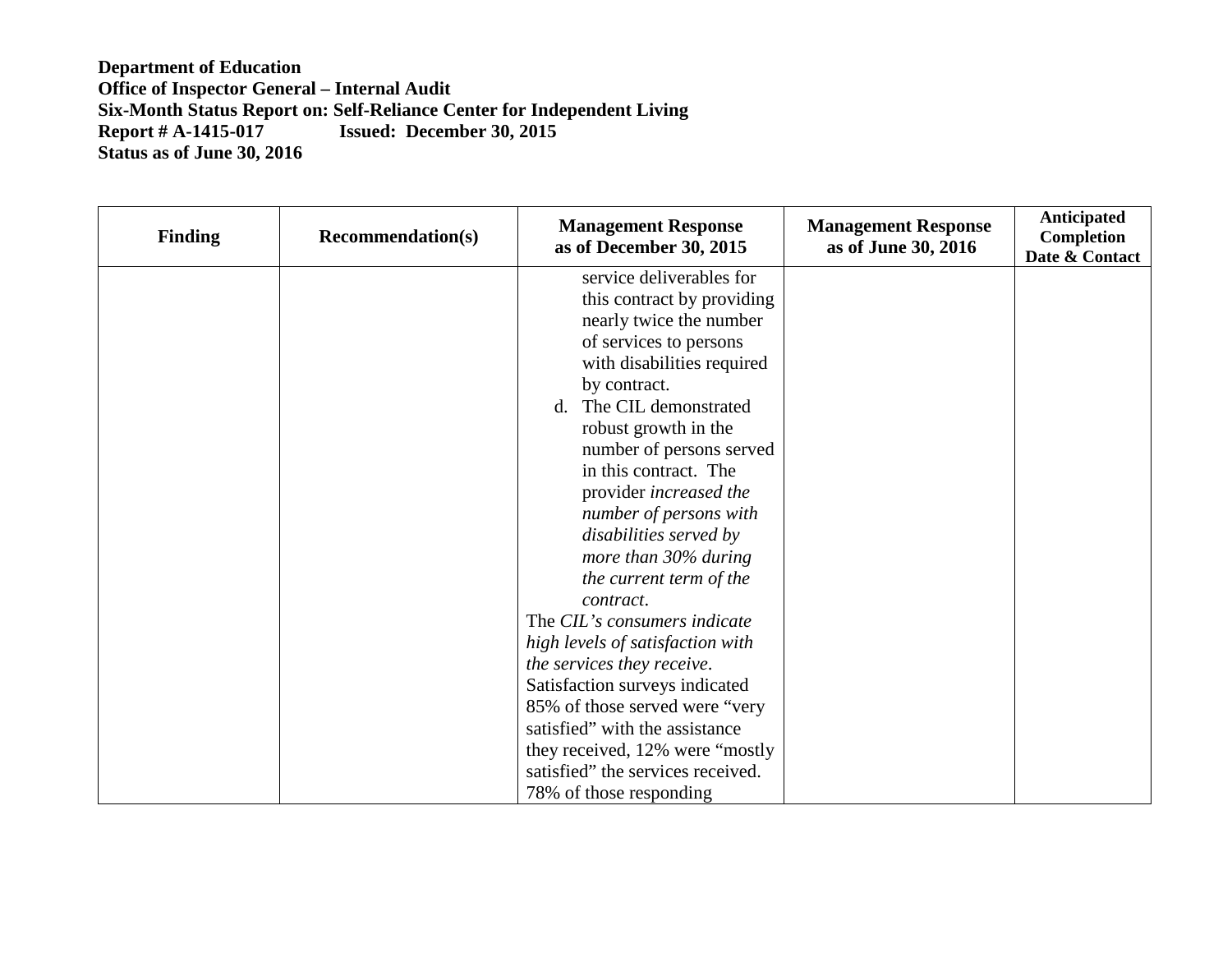**Department of Education**
**Office of Inspector General – Internal Audit**
**Six-Month Status Report on: Self-Reliance Center for Independent Living**
**Report # A-1415-017 Issued: December 30, 2015**
**Status as of June 30, 2016**

| Finding | Recommendation(s) | Management Response as of December 30, 2015 | Management Response as of June 30, 2016 | Anticipated Completion Date & Contact |
|---|---|---|---|---|
| | | service deliverables for this contract by providing nearly twice the number of services to persons with disabilities required by contract.<br>d. The CIL demonstrated robust growth in the number of persons served in this contract. The provider *increased the number of persons with disabilities served by more than 30% during the current term of the contract*.<br>The *CIL's consumers indicate high levels of satisfaction with the services they receive*. Satisfaction surveys indicated 85% of those served were "very satisfied" with the assistance they received, 12% were "mostly satisfied" the services received. 78% of those responding | | |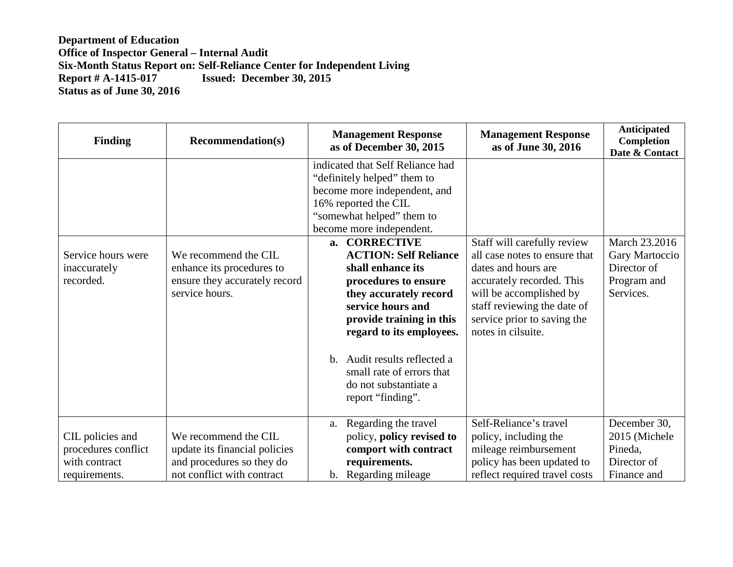**Department of Education**
**Office of Inspector General – Internal Audit**
**Six-Month Status Report on: Self-Reliance Center for Independent Living**
**Report # A-1415-017 Issued: December 30, 2015**
**Status as of June 30, 2016**

| Finding | Recommendation(s) | Management Response as of December 30, 2015 | Management Response as of June 30, 2016 | Anticipated Completion Date & Contact |
|---|---|---|---|---|
| | | indicated that Self Reliance had "definitely helped" them to become more independent, and 16% reported the CIL "somewhat helped" them to become more independent. | | |
| Service hours were inaccurately recorded. | We recommend the CIL enhance its procedures to ensure they accurately record service hours. | a. **CORRECTIVE ACTION: Self Reliance shall enhance its procedures to ensure they accurately record service hours and provide training in this regard to its employees.**<br><br>b. Audit results reflected a small rate of errors that do not substantiate a report "finding". | Staff will carefully review all case notes to ensure that dates and hours are accurately recorded. This will be accomplished by staff reviewing the date of service prior to saving the notes in cilsuite. | March 23.2016 Gary Martoccio Director of Program and Services. |
| CIL policies and procedures conflict with contract requirements. | We recommend the CIL update its financial policies and procedures so they do not conflict with contract | a. Regarding the travel policy, **policy revised to comport with contract requirements.**<br>b. Regarding mileage | Self-Reliance's travel policy, including the mileage reimbursement policy has been updated to reflect required travel costs | December 30, 2015 (Michele Pineda, Director of Finance and |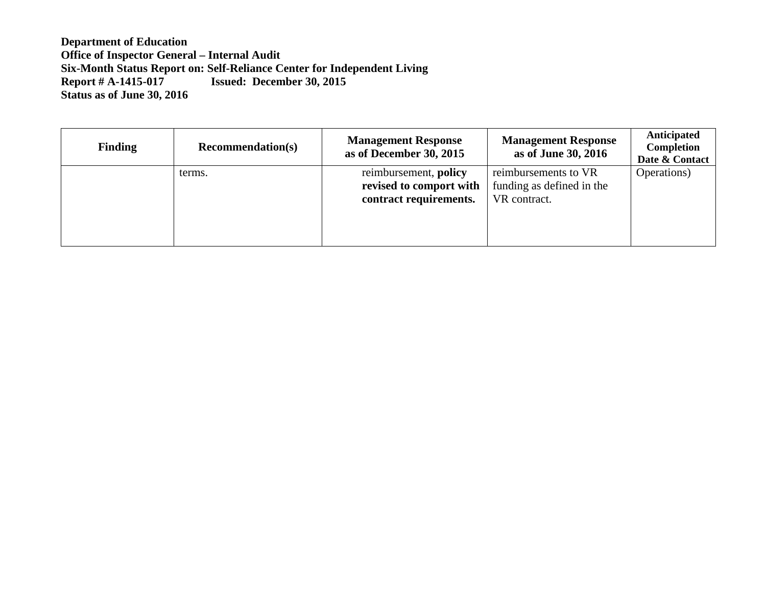**Department of Education**
**Office of Inspector General – Internal Audit**
**Six-Month Status Report on: Self-Reliance Center for Independent Living**
**Report # A-1415-017 Issued: December 30, 2015**
**Status as of June 30, 2016**

| Finding | Recommendation(s) | Management Response as of December 30, 2015 | Management Response as of June 30, 2016 | Anticipated Completion Date & Contact |
|---|---|---|---|---|
| | terms. | reimbursement, **policy revised to comport with contract requirements.** | reimbursements to VR funding as defined in the VR contract. | Operations) |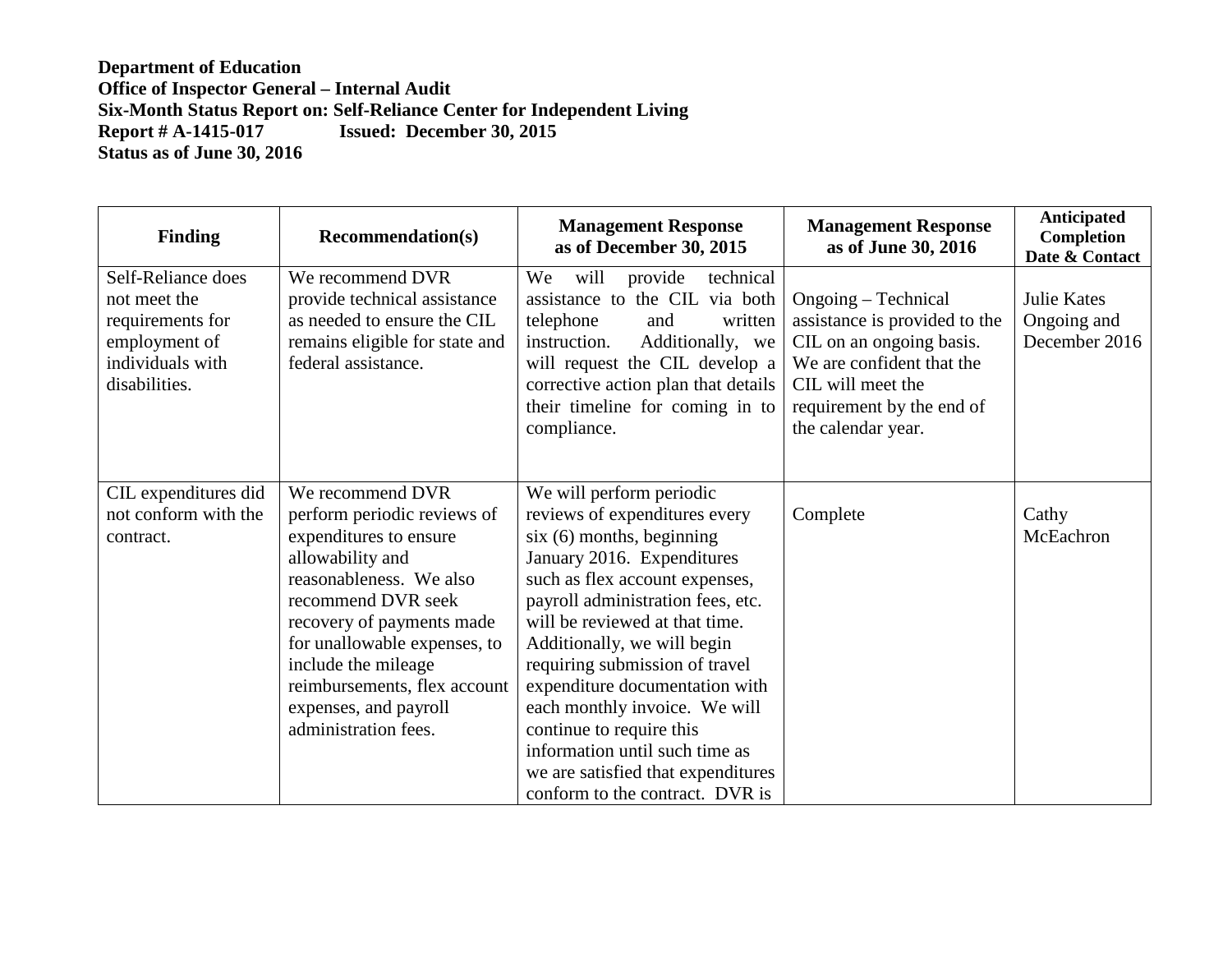**Department of Education**
**Office of Inspector General – Internal Audit**
**Six-Month Status Report on: Self-Reliance Center for Independent Living**
**Report # A-1415-017 Issued: December 30, 2015**
**Status as of June 30, 2016**

| Finding | Recommendation(s) | Management Response as of December 30, 2015 | Management Response as of June 30, 2016 | Anticipated Completion Date & Contact |
|---|---|---|---|---|
| Self-Reliance does not meet the requirements for employment of individuals with disabilities. | We recommend DVR provide technical assistance as needed to ensure the CIL remains eligible for state and federal assistance. | We will provide technical assistance to the CIL via both telephone and written instruction. Additionally, we will request the CIL develop a corrective action plan that details their timeline for coming in to compliance. | Ongoing – Technical assistance is provided to the CIL on an ongoing basis. We are confident that the CIL will meet the requirement by the end of the calendar year. | Julie Kates Ongoing and December 2016 |
| CIL expenditures did not conform with the contract. | We recommend DVR perform periodic reviews of expenditures to ensure allowability and reasonableness. We also recommend DVR seek recovery of payments made for unallowable expenses, to include the mileage reimbursements, flex account expenses, and payroll administration fees. | We will perform periodic reviews of expenditures every six (6) months, beginning January 2016. Expenditures such as flex account expenses, payroll administration fees, etc. will be reviewed at that time. Additionally, we will begin requiring submission of travel expenditure documentation with each monthly invoice. We will continue to require this information until such time as we are satisfied that expenditures conform to the contract. DVR is | Complete | Cathy McEachron |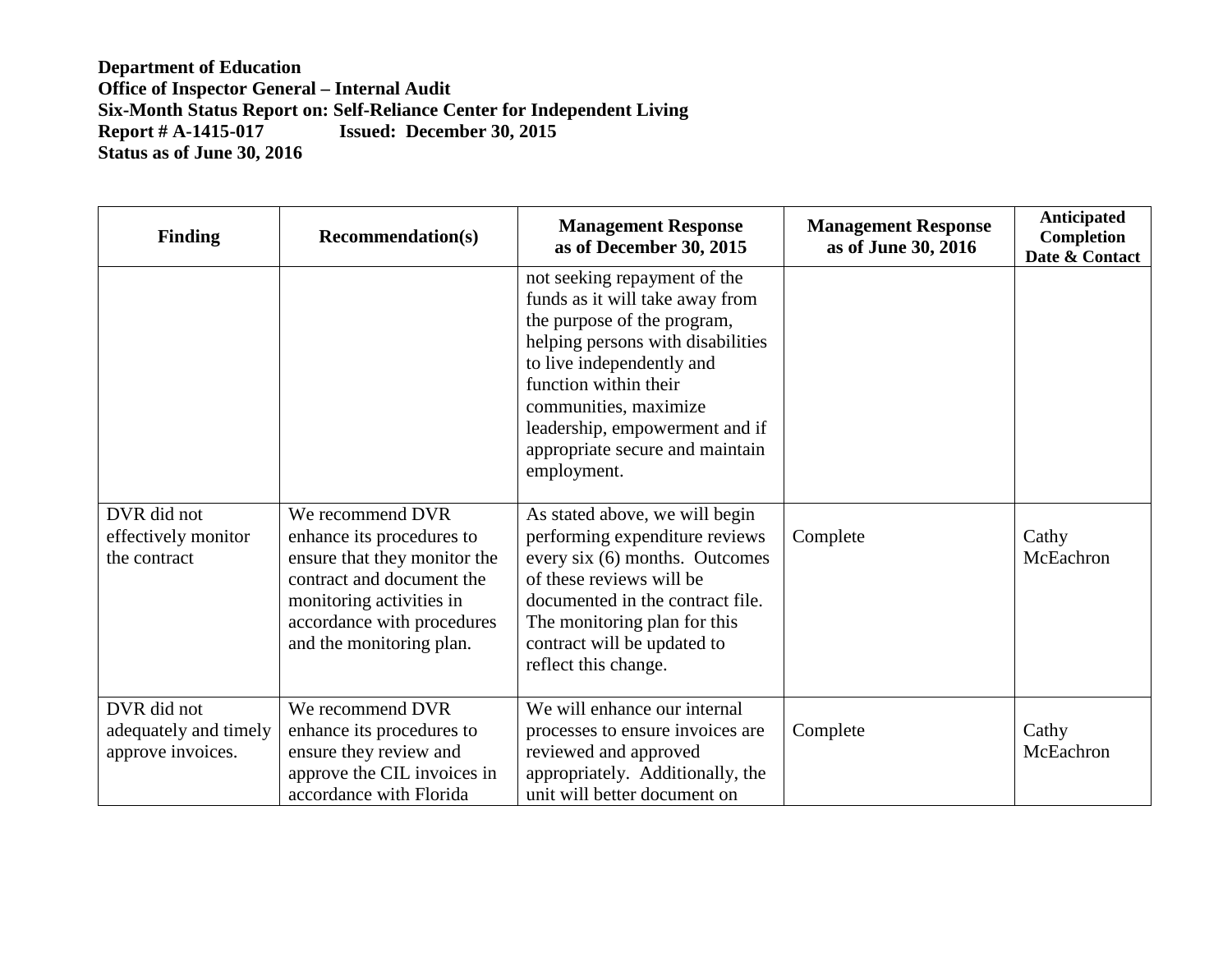**Department of Education**
**Office of Inspector General – Internal Audit**
**Six-Month Status Report on: Self-Reliance Center for Independent Living**
**Report # A-1415-017 Issued: December 30, 2015**
**Status as of June 30, 2016**

| Finding | Recommendation(s) | Management Response as of December 30, 2015 | Management Response as of June 30, 2016 | Anticipated Completion Date & Contact |
|---|---|---|---|---|
| | | not seeking repayment of the funds as it will take away from the purpose of the program, helping persons with disabilities to live independently and function within their communities, maximize leadership, empowerment and if appropriate secure and maintain employment. | | |
| DVR did not effectively monitor the contract | We recommend DVR enhance its procedures to ensure that they monitor the contract and document the monitoring activities in accordance with procedures and the monitoring plan. | As stated above, we will begin performing expenditure reviews every six (6) months. Outcomes of these reviews will be documented in the contract file. The monitoring plan for this contract will be updated to reflect this change. | Complete | Cathy McEachron |
| DVR did not adequately and timely approve invoices. | We recommend DVR enhance its procedures to ensure they review and approve the CIL invoices in accordance with Florida | We will enhance our internal processes to ensure invoices are reviewed and approved appropriately. Additionally, the unit will better document on | Complete | Cathy McEachron |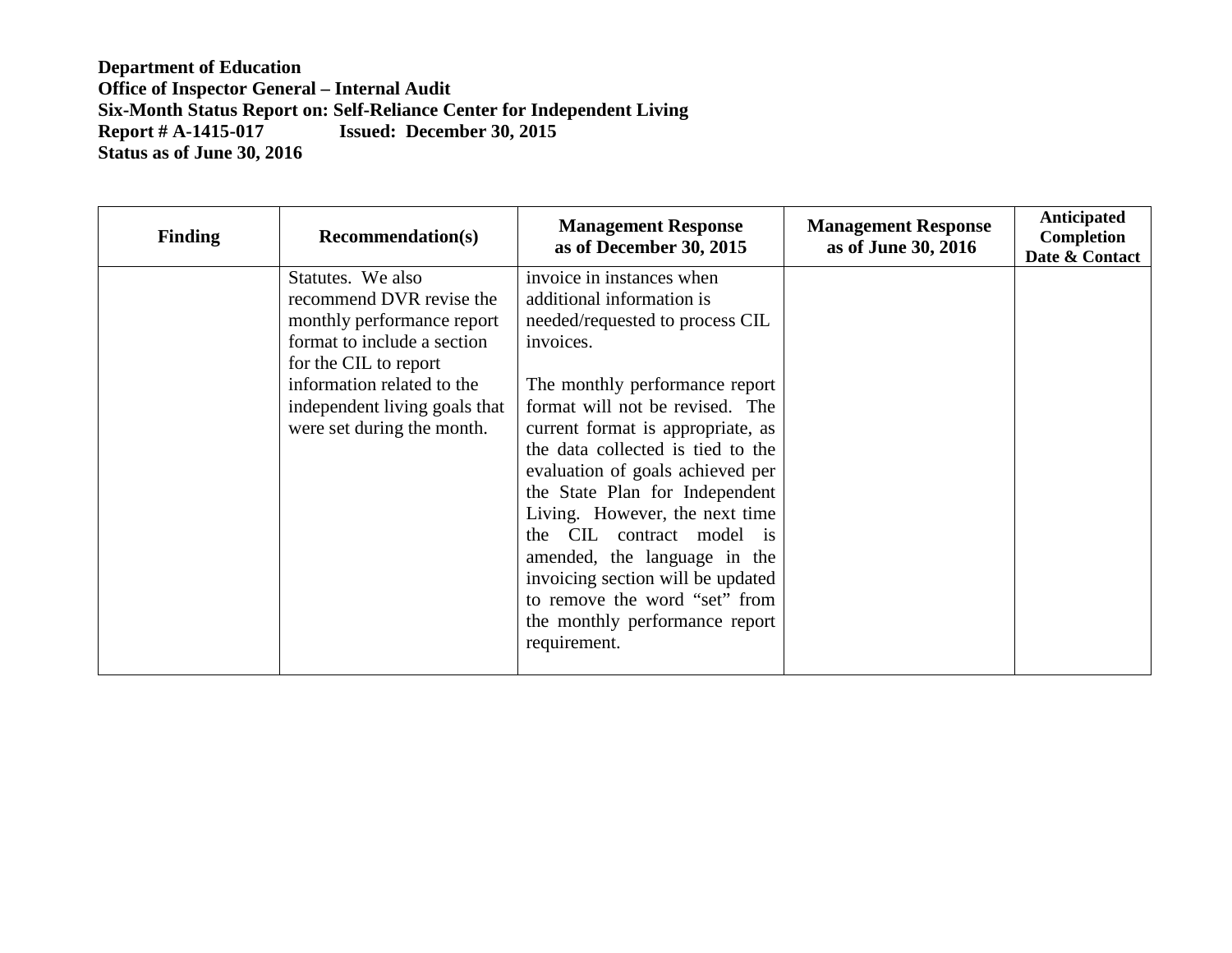**Department of Education**
**Office of Inspector General – Internal Audit**
**Six-Month Status Report on: Self-Reliance Center for Independent Living**
**Report # A-1415-017 Issued: December 30, 2015**
**Status as of June 30, 2016**

| Finding | Recommendation(s) | Management Response as of December 30, 2015 | Management Response as of June 30, 2016 | Anticipated Completion Date & Contact |
|---|---|---|---|---|
| | Statutes. We also recommend DVR revise the monthly performance report format to include a section for the CIL to report information related to the independent living goals that were set during the month. | invoice in instances when additional information is needed/requested to process CIL invoices.<br><br>The monthly performance report format will not be revised. The current format is appropriate, as the data collected is tied to the evaluation of goals achieved per the State Plan for Independent Living. However, the next time the CIL contract model is amended, the language in the invoicing section will be updated to remove the word "set" from the monthly performance report requirement. | | |